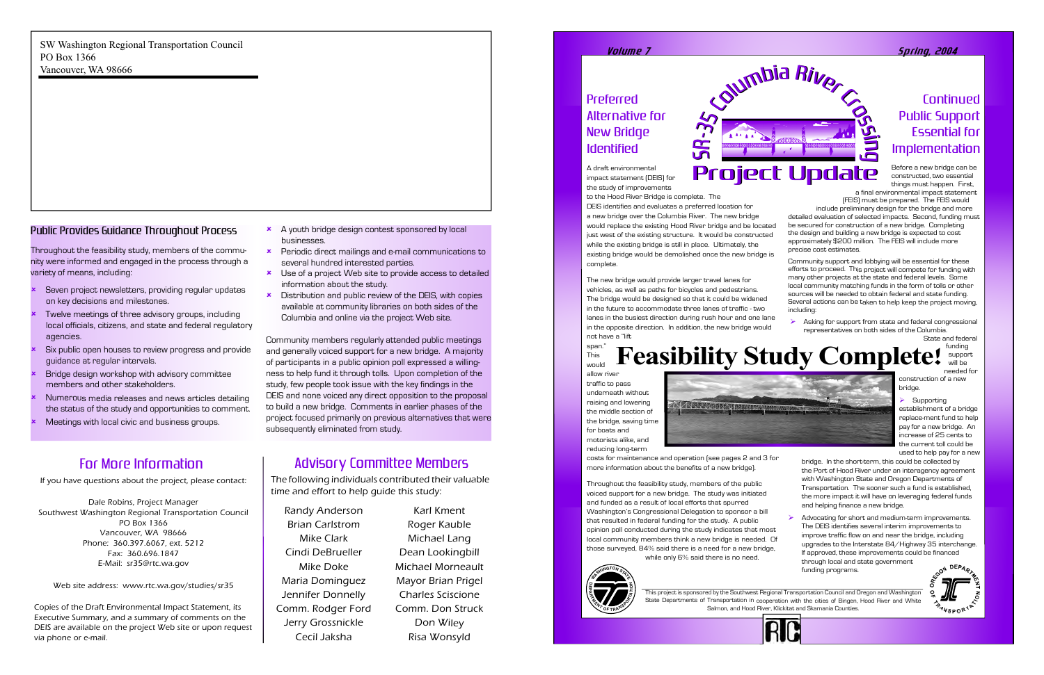SW Washington Regional Transportation Council
PO Box 1366
Vancouver, WA 98666

## Public Provides Guidance Throughout Process

Throughout the feasibility study, members of the community were informed and engaged in the process through a variety of means, including:

- Seven project newsletters, providing regular updates on key decisions and milestones.
- Twelve meetings of three advisory groups, including local officials, citizens, and state and federal regulatory agencies.
- Six public open houses to review progress and provide guidance at regular intervals.
- Bridge design workshop with advisory committee members and other stakeholders.
- Numerous media releases and news articles detailing the status of the study and opportunities to comment.
- Meetings with local civic and business groups.
- A youth bridge design contest sponsored by local businesses.
- Periodic direct mailings and e-mail communications to several hundred interested parties.
- Use of a project Web site to provide access to detailed information about the study.
- Distribution and public review of the DEIS, with copies available at community libraries on both sides of the Columbia and online via the project Web site.

Community members regularly attended public meetings and generally voiced support for a new bridge. A majority of participants in a public opinion poll expressed a willingness to help fund it through tolls. Upon completion of the study, few people took issue with the key findings in the DEIS and none voiced any direct opposition to the proposal to build a new bridge. Comments in earlier phases of the project focused primarily on previous alternatives that were subsequently eliminated from study.

## For More Information

If you have questions about the project, please contact:

Dale Robins, Project Manager
Southwest Washington Regional Transportation Council
PO Box 1366
Vancouver, WA 98666
Phone: 360.397.6067, ext. 5212
Fax: 360.696.1847
E-Mail: sr35@rtc.wa.gov

Web site address: www.rtc.wa.gov/studies/sr35

Copies of the Draft Environmental Impact Statement, its Executive Summary, and a summary of comments on the DEIS are available on the project Web site or upon request via phone or e-mail.

## Advisory Committee Members

The following individuals contributed their valuable time and effort to help guide this study:

| | |
|---|---|
| Randy Anderson | Karl Kment |
| Brian Carlstrom | Roger Kauble |
| Mike Clark | Michael Lang |
| Cindi DeBrueller | Dean Lookingbill |
| Mike Doke | Michael Morneault |
| Maria Dominguez | Mayor Brian Prigel |
| Jennifer Donnelly | Charles Sciscione |
| Comm. Rodger Ford | Comm. Don Struck |
| Jerry Grossnickle | Don Wiley |
| Cecil Jaksha | Risa Wonsyld |

Volume 7 — Spring, 2004

# SR-35 Columbia River Crossing Project Update

# Feasibility Study Complete!

## Preferred Alternative for New Bridge Identified

A draft environmental impact statement (DEIS) for the study of improvements to the Hood River Bridge is complete. The DEIS identifies and evaluates a preferred location for a new bridge over the Columbia River. The new bridge would replace the existing Hood River bridge and be located just west of the existing structure. It would be constructed while the existing bridge is still in place. Ultimately, the existing bridge would be demolished once the new bridge is complete.

The new bridge would provide larger travel lanes for vehicles, as well as paths for bicycles and pedestrians. The bridge would be designed so that it could be widened in the future to accommodate three lanes of traffic - two lanes in the busiest direction during rush hour and one lane in the opposite direction. In addition, the new bridge would not have a "lift span." This would allow river traffic to pass underneath without raising and lowering the middle section of the bridge, saving time for boats and motorists alike, and reducing long-term costs for maintenance and operation (see pages 2 and 3 for more information about the benefits of a new bridge).

Throughout the feasibility study, members of the public voiced support for a new bridge. The study was initiated and funded as a result of local efforts that spurred Washington's Congressional Delegation to sponsor a bill that resulted in federal funding for the study. A public opinion poll conducted during the study indicates that most local community members think a new bridge is needed. Of those surveyed, 84% said there is a need for a new bridge, while only 6% said there is no need.

## Continued Public Support Essential for Implementation

Before a new bridge can be constructed, two essential things must happen. First, a final environmental impact statement (FEIS) must be prepared. The FEIS would include preliminary design for the bridge and more detailed evaluation of selected impacts. Second, funding must be secured for construction of a new bridge. Completing the design and building a new bridge is expected to cost approximately $200 million. The FEIS will include more precise cost estimates.

Community support and lobbying will be essential for these efforts to proceed. This project will compete for funding with many other projects at the state and federal levels. Some local community matching funds in the form of tolls or other sources will be needed to obtain federal and state funding. Several actions can be taken to help keep the project moving, including:

- Asking for support from state and federal congressional representatives on both sides of the Columbia. State and federal funding support will be needed for construction of a new bridge.
- Supporting establishment of a bridge replacement fund to help pay for a new bridge. An increase of 25 cents to the current toll could be used to help pay for a new bridge. In the short-term, this could be collected by the Port of Hood River under an interagency agreement with Washington State and Oregon Departments of Transportation. The sooner such a fund is established, the more impact it will have on leveraging federal funds and helping finance a new bridge.
- Advocating for short and medium-term improvements. The DEIS identifies several interim improvements to improve traffic flow on and near the bridge, including upgrades to the Interstate 84/Highway 35 interchange. If approved, these improvements could be financed through local and state government funding programs.

This project is sponsored by the Southwest Washington Regional Transportation Council and Oregon and Washington State Departments of Transportation in cooperation with the cities of Bingen, Hood River and White Salmon, and Hood River, Klickitat and Skamania Counties.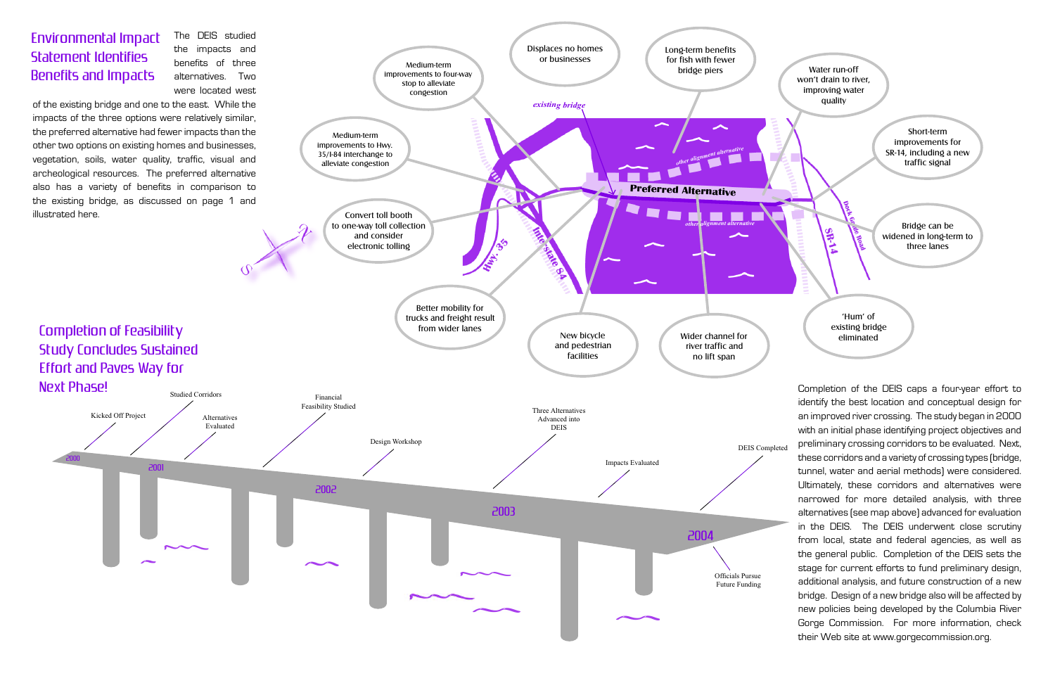## Environmental Impact Statement Identifies Benefits and Impacts

The DEIS studied the impacts and benefits of three alternatives. Two were located west of the existing bridge and one to the east. While the impacts of the three options were relatively similar, the preferred alternative had fewer impacts than the other two options on existing homes and businesses, vegetation, soils, water quality, traffic, visual and archeological resources. The preferred alternative also has a variety of benefits in comparison to the existing bridge, as discussed on page 1 and illustrated here.

existing bridge

Preferred Alternative

other alignment alternative

other alignment alternative

Hwy. 35

Interstate 84

SR-14

Dock Grade Road

S

N

Medium-term improvements to four-way stop to alleviate congestion

Displaces no homes or businesses

Long-term benefits for fish with fewer bridge piers

Water run-off won't drain to river, improving water quality

Medium-term improvements to Hwy. 35/I-84 interchange to alleviate congestion

Short-term improvements for SR-14, including a new traffic signal

Convert toll booth to one-way toll collection and consider electronic tolling

Bridge can be widened in long-term to three lanes

Better mobility for trucks and freight result from wider lanes

New bicycle and pedestrian facilities

Wider channel for river traffic and no lift span

'Hum' of existing bridge eliminated

## Completion of Feasibility Study Concludes Sustained Effort and Paves Way for Next Phase!

2000

Kicked Off Project

2001

Studied Corridors

Alternatives Evaluated

2002

Financial Feasibility Studied

Design Workshop

2003

Three Alternatives Advanced into DEIS

Impacts Evaluated

2004

DEIS Completed

Officials Pursue Future Funding

Completion of the DEIS caps a four-year effort to identify the best location and conceptual design for an improved river crossing. The study began in 2000 with an initial phase identifying project objectives and preliminary crossing corridors to be evaluated. Next, these corridors and a variety of crossing types (bridge, tunnel, water and aerial methods) were considered. Ultimately, these corridors and alternatives were narrowed for more detailed analysis, with three alternatives (see map above) advanced for evaluation in the DEIS. The DEIS underwent close scrutiny from local, state and federal agencies, as well as the general public. Completion of the DEIS sets the stage for current efforts to fund preliminary design, additional analysis, and future construction of a new bridge. Design of a new bridge also will be affected by new policies being developed by the Columbia River Gorge Commission. For more information, check their Web site at www.gorgecommission.org.